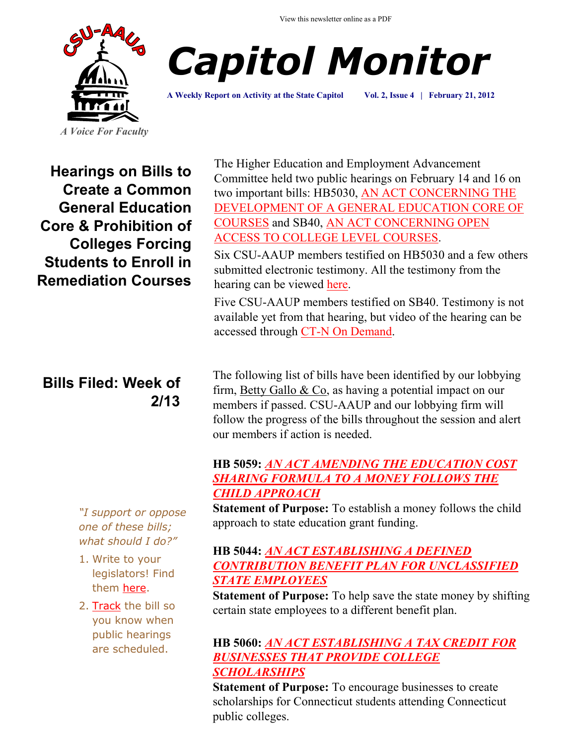View this newsletter online as a PDF

CSU-AAUP

*A Voice For Faculty*

# Capitol Monitor

**A Weekly Report on Activity at the State Capitol** **Vol. 2, Issue 4 | February 21, 2012**

## Hearings on Bills to Create a Common General Education Core & Prohibition of Colleges Forcing Students to Enroll in Remediation Courses

The Higher Education and Employment Advancement Committee held two public hearings on February 14 and 16 on two important bills: HB5030, AN ACT CONCERNING THE DEVELOPMENT OF A GENERAL EDUCATION CORE OF COURSES and SB40, AN ACT CONCERNING OPEN ACCESS TO COLLEGE LEVEL COURSES.

Six CSU-AAUP members testified on HB5030 and a few others submitted electronic testimony. All the testimony from the hearing can be viewed here.

Five CSU-AAUP members testified on SB40. Testimony is not available yet from that hearing, but video of the hearing can be accessed through CT-N On Demand.

## Bills Filed: Week of 2/13

The following list of bills have been identified by our lobbying firm, Betty Gallo & Co, as having a potential impact on our members if passed. CSU-AAUP and our lobbying firm will follow the progress of the bills throughout the session and alert our members if action is needed.

*"I support or oppose one of these bills; what should I do?"*

1. Write to your legislators! Find them here.
2. Track the bill so you know when public hearings are scheduled.

**HB 5059:** ***AN ACT AMENDING THE EDUCATION COST SHARING FORMULA TO A MONEY FOLLOWS THE CHILD APPROACH***

**Statement of Purpose:** To establish a money follows the child approach to state education grant funding.

**HB 5044:** ***AN ACT ESTABLISHING A DEFINED CONTRIBUTION BENEFIT PLAN FOR UNCLASSIFIED STATE EMPLOYEES***

**Statement of Purpose:** To help save the state money by shifting certain state employees to a different benefit plan.

**HB 5060:** ***AN ACT ESTABLISHING A TAX CREDIT FOR BUSINESSES THAT PROVIDE COLLEGE SCHOLARSHIPS***

**Statement of Purpose:** To encourage businesses to create scholarships for Connecticut students attending Connecticut public colleges.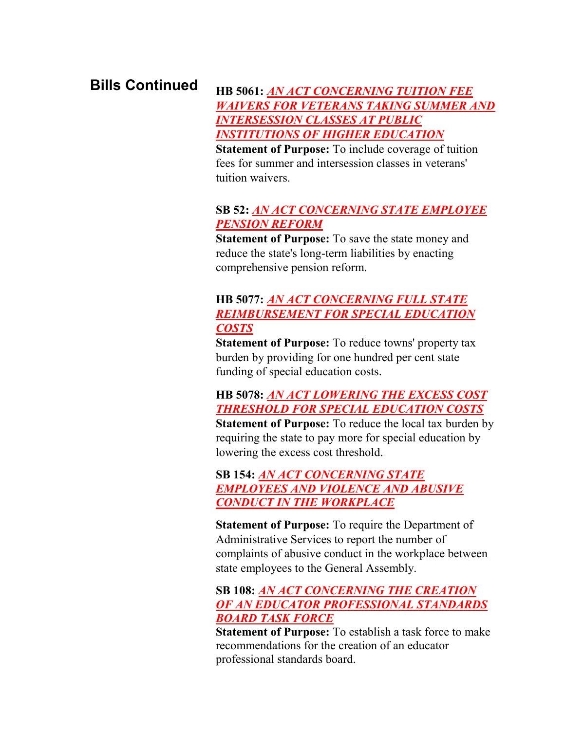## Bills Continued

**HB 5061:** ***AN ACT CONCERNING TUITION FEE WAIVERS FOR VETERANS TAKING SUMMER AND INTERSESSION CLASSES AT PUBLIC INSTITUTIONS OF HIGHER EDUCATION***

**Statement of Purpose:** To include coverage of tuition fees for summer and intersession classes in veterans' tuition waivers.

**SB 52:** ***AN ACT CONCERNING STATE EMPLOYEE PENSION REFORM***

**Statement of Purpose:** To save the state money and reduce the state's long-term liabilities by enacting comprehensive pension reform.

**HB 5077:** ***AN ACT CONCERNING FULL STATE REIMBURSEMENT FOR SPECIAL EDUCATION COSTS***

**Statement of Purpose:** To reduce towns' property tax burden by providing for one hundred per cent state funding of special education costs.

**HB 5078:** ***AN ACT LOWERING THE EXCESS COST THRESHOLD FOR SPECIAL EDUCATION COSTS***

**Statement of Purpose:** To reduce the local tax burden by requiring the state to pay more for special education by lowering the excess cost threshold.

**SB 154:** ***AN ACT CONCERNING STATE EMPLOYEES AND VIOLENCE AND ABUSIVE CONDUCT IN THE WORKPLACE***

**Statement of Purpose:** To require the Department of Administrative Services to report the number of complaints of abusive conduct in the workplace between state employees to the General Assembly.

**SB 108:** ***AN ACT CONCERNING THE CREATION OF AN EDUCATOR PROFESSIONAL STANDARDS BOARD TASK FORCE***

**Statement of Purpose:** To establish a task force to make recommendations for the creation of an educator professional standards board.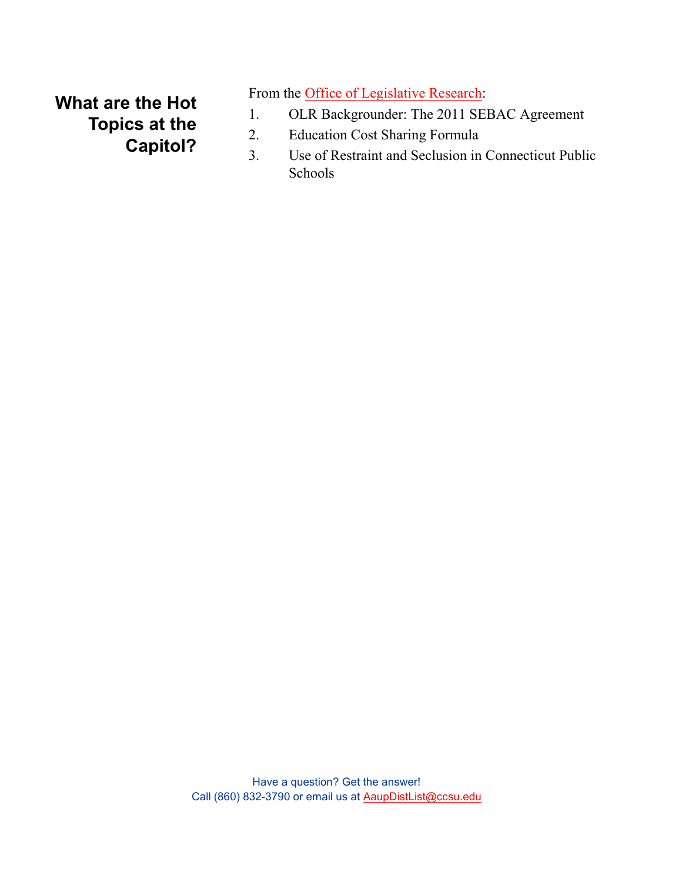## What are the Hot Topics at the Capitol?

From the Office of Legislative Research:

1. OLR Backgrounder: The 2011 SEBAC Agreement
2. Education Cost Sharing Formula
3. Use of Restraint and Seclusion in Connecticut Public Schools

Have a question? Get the answer!
Call (860) 832-3790 or email us at AaupDistList@ccsu.edu